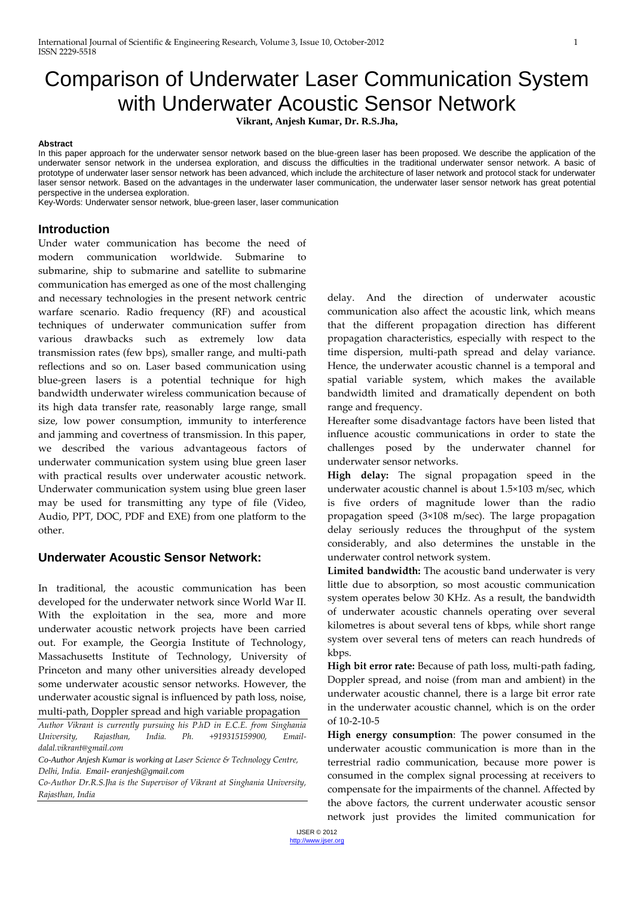# Comparison of Underwater Laser Communication System with Underwater Acoustic Sensor Network

**Vikrant, Anjesh Kumar, Dr. R.S.Jha,**

**Abstract**

In this paper approach for the underwater sensor network based on the blue-green laser has been proposed. We describe the application of the underwater sensor network in the undersea exploration, and discuss the difficulties in the traditional underwater sensor network. A basic of prototype of underwater laser sensor network has been advanced, which include the architecture of laser network and protocol stack for underwater laser sensor network. Based on the advantages in the underwater laser communication, the underwater laser sensor network has great potential perspective in the undersea exploration.

Key-Words: Underwater sensor network, blue-green laser, laser communication

## Introduction

Under water communication has become the need of modern communication worldwide. Submarine to submarine, ship to submarine and satellite to submarine communication has emerged as one of the most challenging and necessary technologies in the present network centric warfare scenario. Radio frequency (RF) and acoustical techniques of underwater communication suffer from various drawbacks such as extremely low data transmission rates (few bps), smaller range, and multi-path reflections and so on. Laser based communication using blue-green lasers is a potential technique for high bandwidth underwater wireless communication because of its high data transfer rate, reasonably large range, small size, low power consumption, immunity to interference and jamming and covertness of transmission. In this paper, we described the various advantageous factors of underwater communication system using blue green laser with practical results over underwater acoustic network. Underwater communication system using blue green laser may be used for transmitting any type of file (Video, Audio, PPT, DOC, PDF and EXE) from one platform to the other.

## Underwater Acoustic Sensor Network:

In traditional, the acoustic communication has been developed for the underwater network since World War II. With the exploitation in the sea, more and more underwater acoustic network projects have been carried out. For example, the Georgia Institute of Technology, Massachusetts Institute of Technology, University of Princeton and many other universities already developed some underwater acoustic sensor networks. However, the underwater acoustic signal is influenced by path loss, noise, multi-path, Doppler spread and high variable propagation delay. And the direction of underwater acoustic communication also affect the acoustic link, which means that the different propagation direction has different propagation characteristics, especially with respect to the time dispersion, multi-path spread and delay variance. Hence, the underwater acoustic channel is a temporal and spatial variable system, which makes the available bandwidth limited and dramatically dependent on both range and frequency.

Hereafter some disadvantage factors have been listed that influence acoustic communications in order to state the challenges posed by the underwater channel for underwater sensor networks.

**High delay:** The signal propagation speed in the underwater acoustic channel is about $1.5\times10^3$ m/sec, which is five orders of magnitude lower than the radio propagation speed ($3\times10^8$ m/sec). The large propagation delay seriously reduces the throughput of the system considerably, and also determines the unstable in the underwater control network system.

**Limited bandwidth:** The acoustic band underwater is very little due to absorption, so most acoustic communication system operates below 30 KHz. As a result, the bandwidth of underwater acoustic channels operating over several kilometres is about several tens of kbps, while short range system over several tens of meters can reach hundreds of kbps.

**High bit error rate:** Because of path loss, multi-path fading, Doppler spread, and noise (from man and ambient) in the underwater acoustic channel, there is a large bit error rate in the underwater acoustic channel, which is on the order of $10^{-2}$-$10^{-5}$

**High energy consumption**: The power consumed in the underwater acoustic communication is more than in the terrestrial radio communication, because more power is consumed in the complex signal processing at receivers to compensate for the impairments of the channel. Affected by the above factors, the current underwater acoustic sensor network just provides the limited communication for

---

*Author Vikrant is currently pursuing his P.hD in E.C.E. from Singhania University, Rajasthan, India. Ph. +919315159900, Email-dalal.vikrant@gmail.com*

*Co-Author Anjesh Kumar is working at Laser Science & Technology Centre, Delhi, India. Email- eranjesh@gmail.com*

*Co-Author Dr.R.S.Jha is the Supervisor of Vikrant at Singhania University, Rajasthan, India*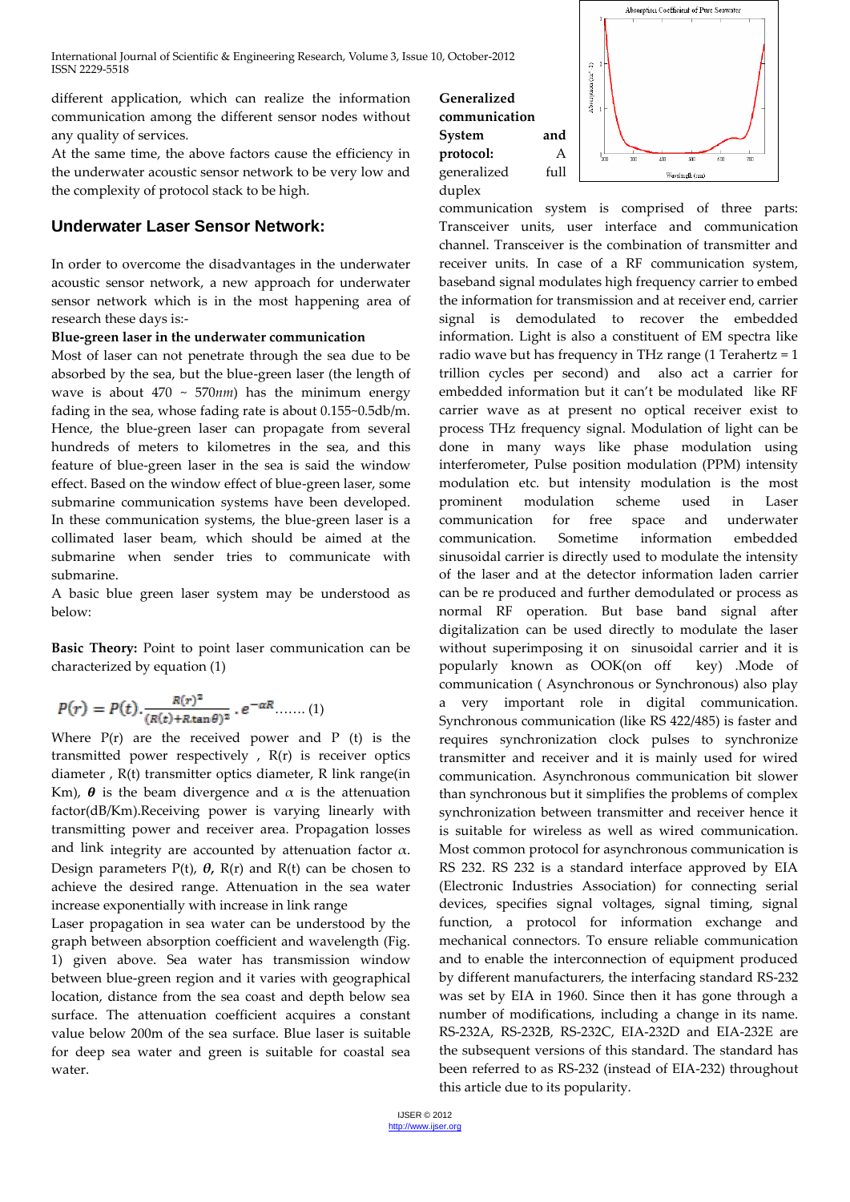different application, which can realize the information communication among the different sensor nodes without any quality of services.

At the same time, the above factors cause the efficiency in the underwater acoustic sensor network to be very low and the complexity of protocol stack to be high.

## Underwater Laser Sensor Network:

In order to overcome the disadvantages in the underwater acoustic sensor network, a new approach for underwater sensor network which is in the most happening area of research these days is:-

**Blue-green laser in the underwater communication**

Most of laser can not penetrate through the sea due to be absorbed by the sea, but the blue-green laser (the length of wave is about 470 ~ 570*nm*) has the minimum energy fading in the sea, whose fading rate is about 0.155~0.5db/m. Hence, the blue-green laser can propagate from several hundreds of meters to kilometres in the sea, and this feature of blue-green laser in the sea is said the window effect. Based on the window effect of blue-green laser, some submarine communication systems have been developed. In these communication systems, the blue-green laser is a collimated laser beam, which should be aimed at the submarine when sender tries to communicate with submarine.

A basic blue green laser system may be understood as below:

**Basic Theory:** Point to point laser communication can be characterized by equation (1)

$$P(r) = P(t).\frac{R(r)^2}{(R(t)+R.\tan\theta)^2}.e^{-\alpha R} \;\ldots\ldots\; (1)$$

Where P(r) are the received power and P (t) is the transmitted power respectively , R(r) is receiver optics diameter , R(t) transmitter optics diameter, R link range(in Km), $\theta$ is the beam divergence and $\alpha$ is the attenuation factor(dB/Km).Receiving power is varying linearly with transmitting power and receiver area. Propagation losses and link integrity are accounted by attenuation factor $\alpha$. Design parameters P(t), $\theta$, R(r) and R(t) can be chosen to achieve the desired range. Attenuation in the sea water increase exponentially with increase in link range

Laser propagation in sea water can be understood by the graph between absorption coefficient and wavelength (Fig. 1) given above. Sea water has transmission window between blue-green region and it varies with geographical location, distance from the sea coast and depth below sea surface. The attenuation coefficient acquires a constant value below 200m of the sea surface. Blue laser is suitable for deep sea water and green is suitable for coastal sea water.

**Generalized communication System and protocol:** A generalized full duplex communication system is comprised of three parts: Transceiver units, user interface and communication channel. Transceiver is the combination of transmitter and receiver units. In case of a RF communication system, baseband signal modulates high frequency carrier to embed the information for transmission and at receiver end, carrier signal is demodulated to recover the embedded information. Light is also a constituent of EM spectra like radio wave but has frequency in THz range (1 Terahertz = 1 trillion cycles per second) and also act a carrier for embedded information but it can't be modulated like RF carrier wave as at present no optical receiver exist to process THz frequency signal. Modulation of light can be done in many ways like phase modulation using interferometer, Pulse position modulation (PPM) intensity modulation etc. but intensity modulation is the most prominent modulation scheme used in Laser communication for free space and underwater communication. Sometime information embedded sinusoidal carrier is directly used to modulate the intensity of the laser and at the detector information laden carrier can be re produced and further demodulated or process as normal RF operation. But base band signal after digitalization can be used directly to modulate the laser without superimposing it on sinusoidal carrier and it is popularly known as OOK(on off key) .Mode of communication ( Asynchronous or Synchronous) also play a very important role in digital communication. Synchronous communication (like RS 422/485) is faster and requires synchronization clock pulses to synchronize transmitter and receiver and it is mainly used for wired communication. Asynchronous communication bit slower than synchronous but it simplifies the problems of complex synchronization between transmitter and receiver hence it is suitable for wireless as well as wired communication. Most common protocol for asynchronous communication is RS 232. RS 232 is a standard interface approved by EIA (Electronic Industries Association) for connecting serial devices, specifies signal voltages, signal timing, signal function, a protocol for information exchange and mechanical connectors. To ensure reliable communication and to enable the interconnection of equipment produced by different manufacturers, the interfacing standard RS-232 was set by EIA in 1960. Since then it has gone through a number of modifications, including a change in its name. RS-232A, RS-232B, RS-232C, EIA-232D and EIA-232E are the subsequent versions of this standard. The standard has been referred to as RS-232 (instead of EIA-232) throughout this article due to its popularity.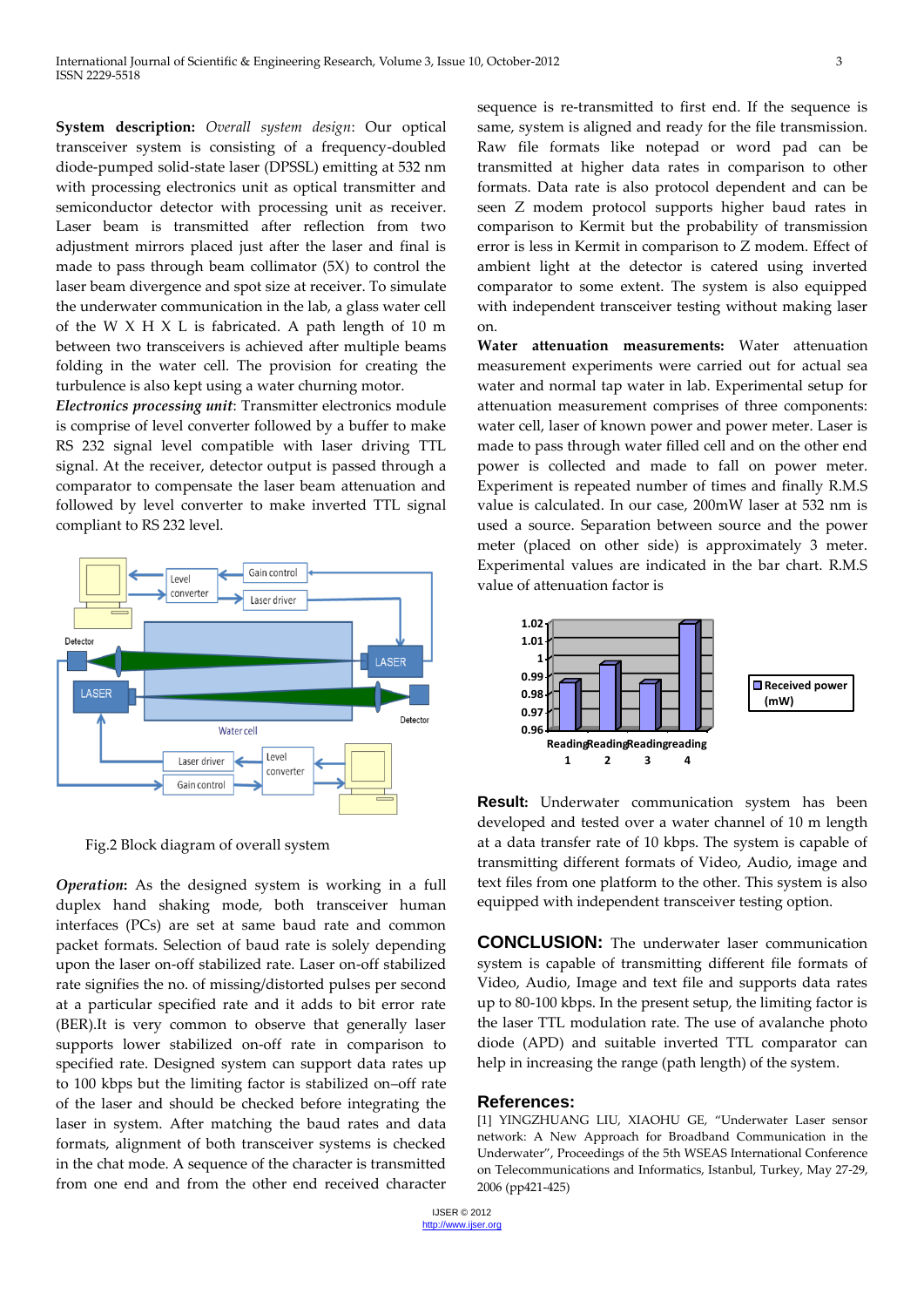**System description:** *Overall system design*: Our optical transceiver system is consisting of a frequency-doubled diode-pumped solid-state laser (DPSSL) emitting at 532 nm with processing electronics unit as optical transmitter and semiconductor detector with processing unit as receiver. Laser beam is transmitted after reflection from two adjustment mirrors placed just after the laser and final is made to pass through beam collimator (5X) to control the laser beam divergence and spot size at receiver. To simulate the underwater communication in the lab, a glass water cell of the W X H X L is fabricated. A path length of 10 m between two transceivers is achieved after multiple beams folding in the water cell. The provision for creating the turbulence is also kept using a water churning motor.

***Electronics processing unit***: Transmitter electronics module is comprise of level converter followed by a buffer to make RS 232 signal level compatible with laser driving TTL signal. At the receiver, detector output is passed through a comparator to compensate the laser beam attenuation and followed by level converter to make inverted TTL signal compliant to RS 232 level.

Fig.2 Block diagram of overall system

***Operation*:** As the designed system is working in a full duplex hand shaking mode, both transceiver human interfaces (PCs) are set at same baud rate and common packet formats. Selection of baud rate is solely depending upon the laser on-off stabilized rate. Laser on-off stabilized rate signifies the no. of missing/distorted pulses per second at a particular specified rate and it adds to bit error rate (BER).It is very common to observe that generally laser supports lower stabilized on-off rate in comparison to specified rate. Designed system can support data rates up to 100 kbps but the limiting factor is stabilized on–off rate of the laser and should be checked before integrating the laser in system. After matching the baud rates and data formats, alignment of both transceiver systems is checked in the chat mode. A sequence of the character is transmitted from one end and from the other end received character sequence is re-transmitted to first end. If the sequence is same, system is aligned and ready for the file transmission. Raw file formats like notepad or word pad can be transmitted at higher data rates in comparison to other formats. Data rate is also protocol dependent and can be seen Z modem protocol supports higher baud rates in comparison to Kermit but the probability of transmission error is less in Kermit in comparison to Z modem. Effect of ambient light at the detector is catered using inverted comparator to some extent. The system is also equipped with independent transceiver testing without making laser on.

**Water attenuation measurements:** Water attenuation measurement experiments were carried out for actual sea water and normal tap water in lab. Experimental setup for attenuation measurement comprises of three components: water cell, laser of known power and power meter. Laser is made to pass through water filled cell and on the other end power is collected and made to fall on power meter. Experiment is repeated number of times and finally R.M.S value is calculated. In our case, 200mW laser at 532 nm is used a source. Separation between source and the power meter (placed on other side) is approximately 3 meter. Experimental values are indicated in the bar chart. R.M.S value of attenuation factor is

**Result:** Underwater communication system has been developed and tested over a water channel of 10 m length at a data transfer rate of 10 kbps. The system is capable of transmitting different formats of Video, Audio, image and text files from one platform to the other. This system is also equipped with independent transceiver testing option.

## CONCLUSION:

The underwater laser communication system is capable of transmitting different file formats of Video, Audio, Image and text file and supports data rates up to 80-100 kbps. In the present setup, the limiting factor is the laser TTL modulation rate. The use of avalanche photo diode (APD) and suitable inverted TTL comparator can help in increasing the range (path length) of the system.

## References:

[1] YINGZHUANG LIU, XIAOHU GE, "Underwater Laser sensor network: A New Approach for Broadband Communication in the Underwater", Proceedings of the 5th WSEAS International Conference on Telecommunications and Informatics, Istanbul, Turkey, May 27-29, 2006 (pp421-425)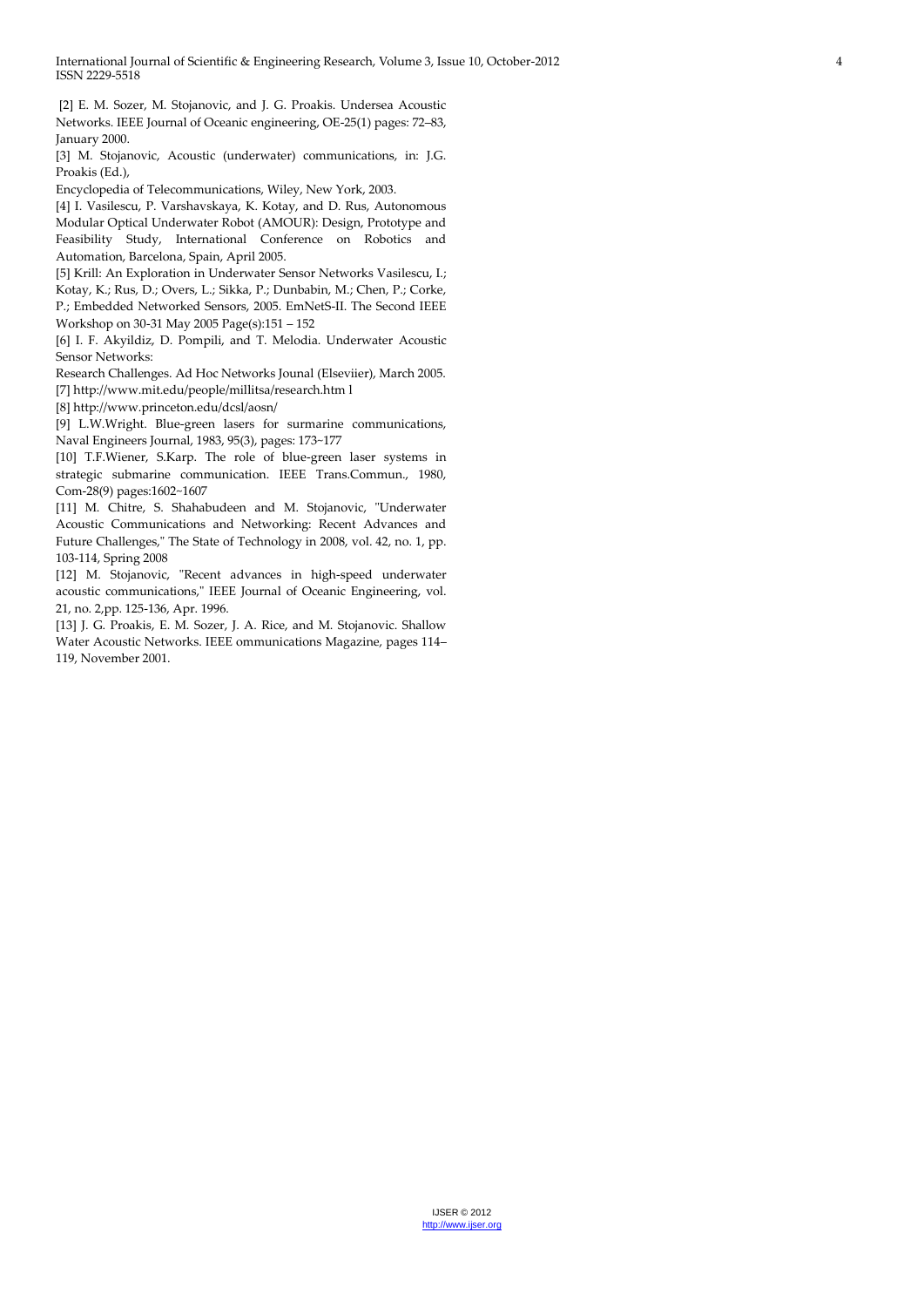[2] E. M. Sozer, M. Stojanovic, and J. G. Proakis. Undersea Acoustic Networks. IEEE Journal of Oceanic engineering, OE-25(1) pages: 72–83, January 2000.

[3] M. Stojanovic, Acoustic (underwater) communications, in: J.G. Proakis (Ed.),

Encyclopedia of Telecommunications, Wiley, New York, 2003.

[4] I. Vasilescu, P. Varshavskaya, K. Kotay, and D. Rus, Autonomous Modular Optical Underwater Robot (AMOUR): Design, Prototype and Feasibility Study, International Conference on Robotics and Automation, Barcelona, Spain, April 2005.

[5] Krill: An Exploration in Underwater Sensor Networks Vasilescu, I.; Kotay, K.; Rus, D.; Overs, L.; Sikka, P.; Dunbabin, M.; Chen, P.; Corke, P.; Embedded Networked Sensors, 2005. EmNetS-II. The Second IEEE Workshop on 30-31 May 2005 Page(s):151 – 152

[6] I. F. Akyildiz, D. Pompili, and T. Melodia. Underwater Acoustic Sensor Networks:

Research Challenges. Ad Hoc Networks Jounal (Elseviier), March 2005.

[7] http://www.mit.edu/people/millitsa/research.htm l

[8] http://www.princeton.edu/dcsl/aosn/

[9] L.W.Wright. Blue-green lasers for surmarine communications, Naval Engineers Journal, 1983, 95(3), pages: 173~177

[10] T.F.Wiener, S.Karp. The role of blue-green laser systems in strategic submarine communication. IEEE Trans.Commun., 1980, Com-28(9) pages:1602~1607

[11] M. Chitre, S. Shahabudeen and M. Stojanovic, "Underwater Acoustic Communications and Networking: Recent Advances and Future Challenges," The State of Technology in 2008, vol. 42, no. 1, pp. 103-114, Spring 2008

[12] M. Stojanovic, "Recent advances in high-speed underwater acoustic communications," IEEE Journal of Oceanic Engineering, vol. 21, no. 2,pp. 125-136, Apr. 1996.

[13] J. G. Proakis, E. M. Sozer, J. A. Rice, and M. Stojanovic. Shallow Water Acoustic Networks. IEEE ommunications Magazine, pages 114–119, November 2001.